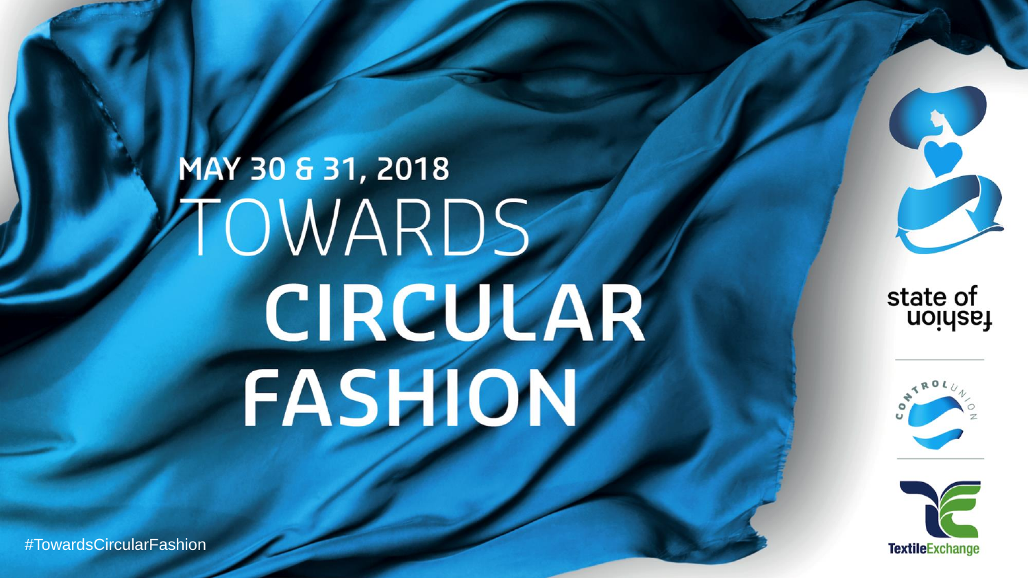MAY 30 & 31, 2018

# TOWARDS CIRCULAR FASHION

#TowardsCircularFashion

state of fashion

CONTROL UNION

TextileExchange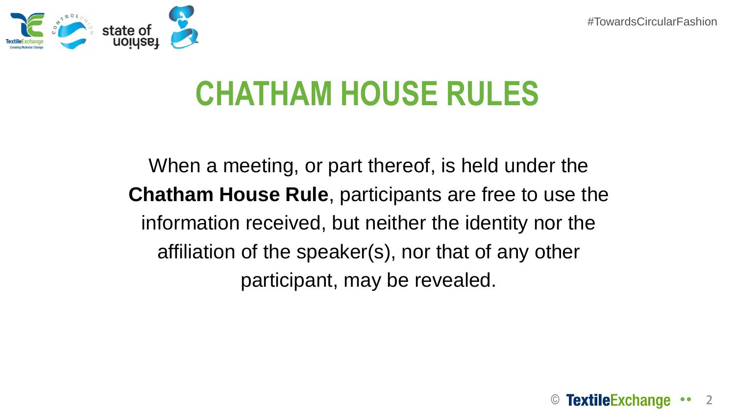# CHATHAM HOUSE RULES

When a meeting, or part thereof, is held under the **Chatham House Rule**, participants are free to use the information received, but neither the identity nor the affiliation of the speaker(s), nor that of any other participant, may be revealed.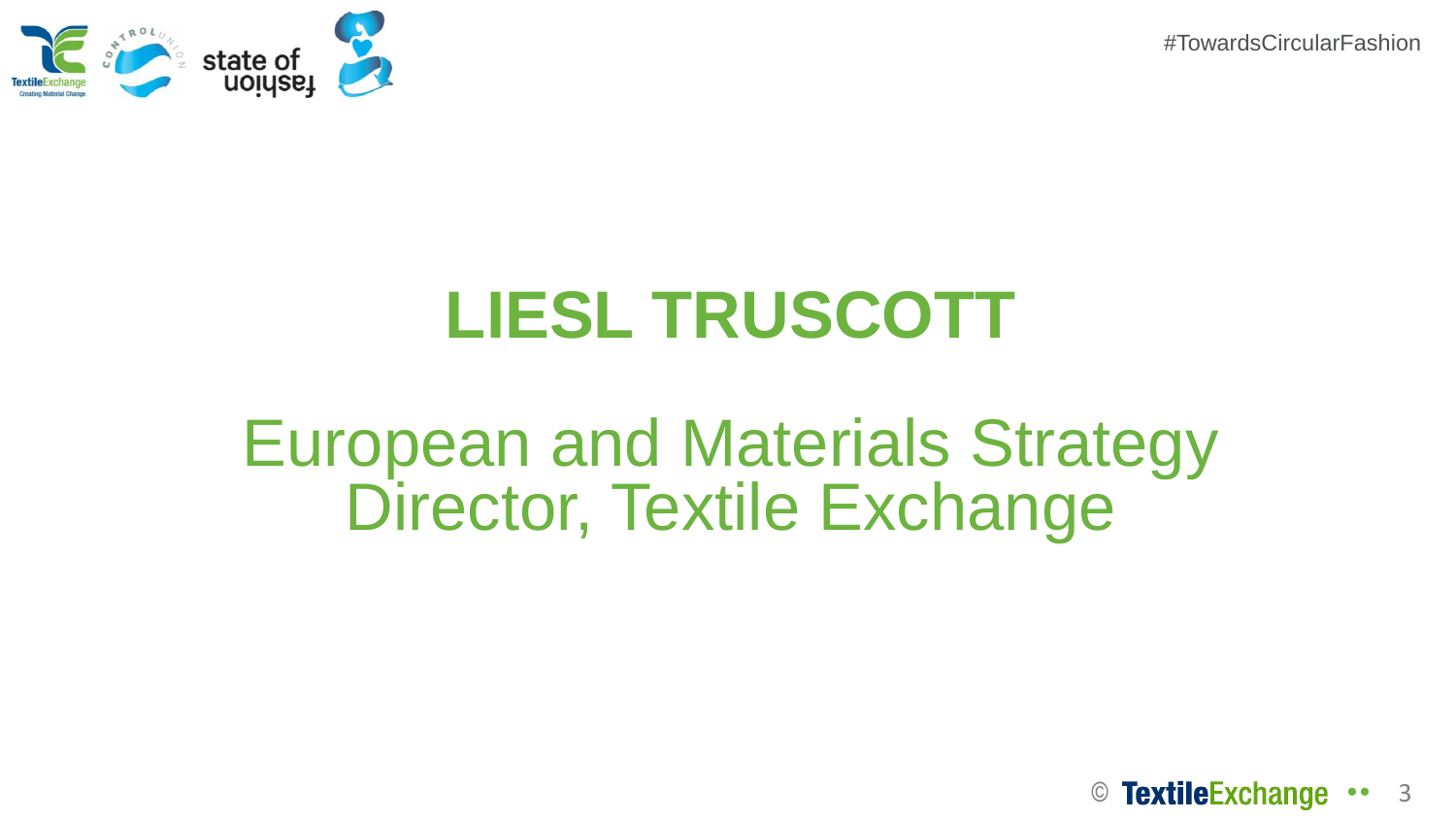# LIESL TRUSCOTT

## European and Materials Strategy Director, Textile Exchange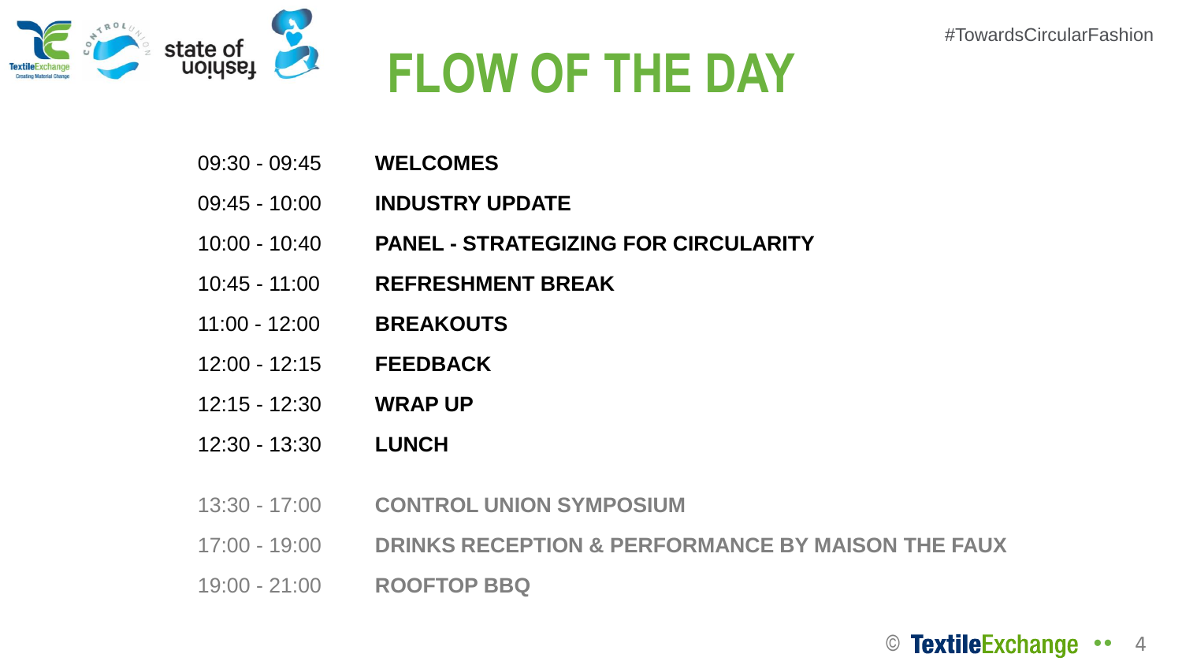#TowardsCircularFashion

# FLOW OF THE DAY

| | |
|---|---|
| 09:30 - 09:45 | **WELCOMES** |
| 09:45 - 10:00 | **INDUSTRY UPDATE** |
| 10:00 - 10:40 | **PANEL - STRATEGIZING FOR CIRCULARITY** |
| 10:45 - 11:00 | **REFRESHMENT BREAK** |
| 11:00 - 12:00 | **BREAKOUTS** |
| 12:00 - 12:15 | **FEEDBACK** |
| 12:15 - 12:30 | **WRAP UP** |
| 12:30 - 13:30 | **LUNCH** |
| 13:30 - 17:00 | **CONTROL UNION SYMPOSIUM** |
| 17:00 - 19:00 | **DRINKS RECEPTION & PERFORMANCE BY MAISON THE FAUX** |
| 19:00 - 21:00 | **ROOFTOP BBQ** |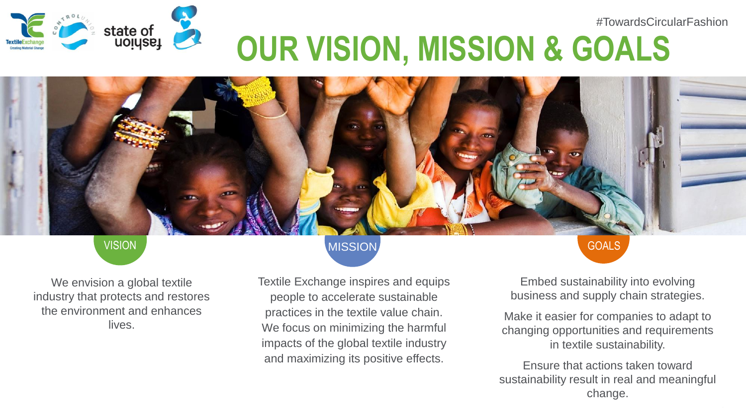#TowardsCircularFashion

# OUR VISION, MISSION & GOALS

## VISION

We envision a global textile industry that protects and restores the environment and enhances lives.

## MISSION

Textile Exchange inspires and equips people to accelerate sustainable practices in the textile value chain. We focus on minimizing the harmful impacts of the global textile industry and maximizing its positive effects.

## GOALS

Embed sustainability into evolving business and supply chain strategies.

Make it easier for companies to adapt to changing opportunities and requirements in textile sustainability.

Ensure that actions taken toward sustainability result in real and meaningful change.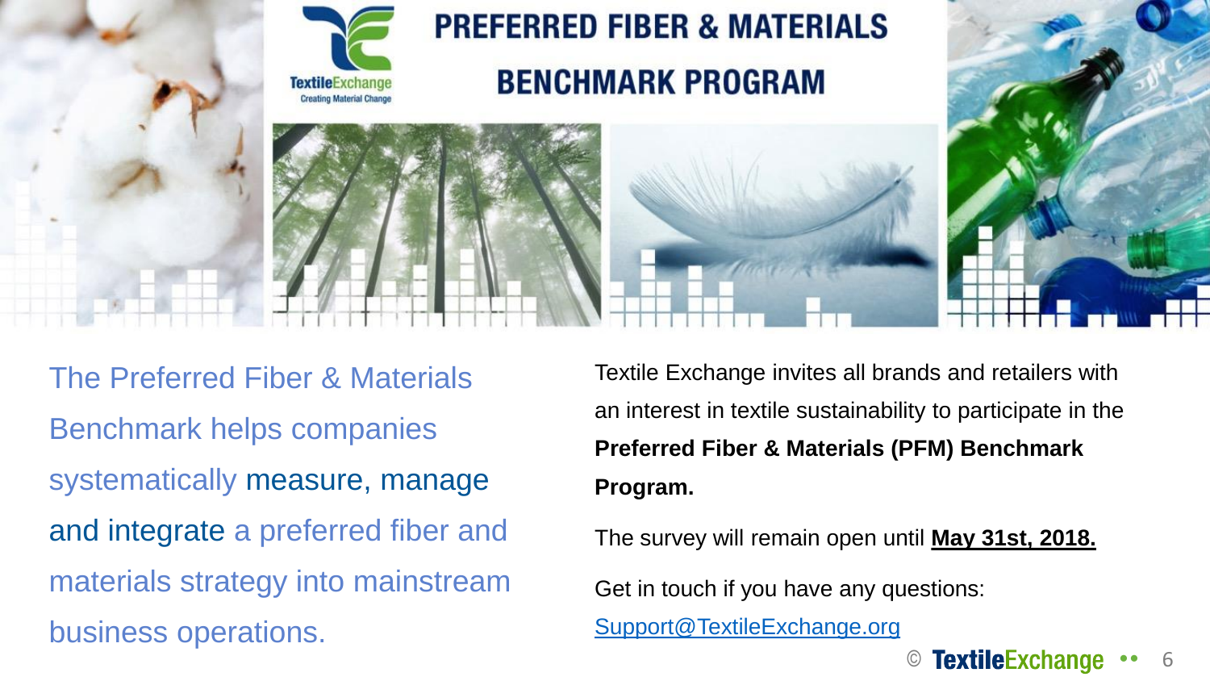# PREFERRED FIBER & MATERIALS BENCHMARK PROGRAM

The Preferred Fiber & Materials Benchmark helps companies systematically **measure, manage and integrate** a preferred fiber and materials strategy into mainstream business operations.

Textile Exchange invites all brands and retailers with an interest in textile sustainability to participate in the **Preferred Fiber & Materials (PFM) Benchmark Program.**

The survey will remain open until **May 31st, 2018.**

Get in touch if you have any questions:
Support@TextileExchange.org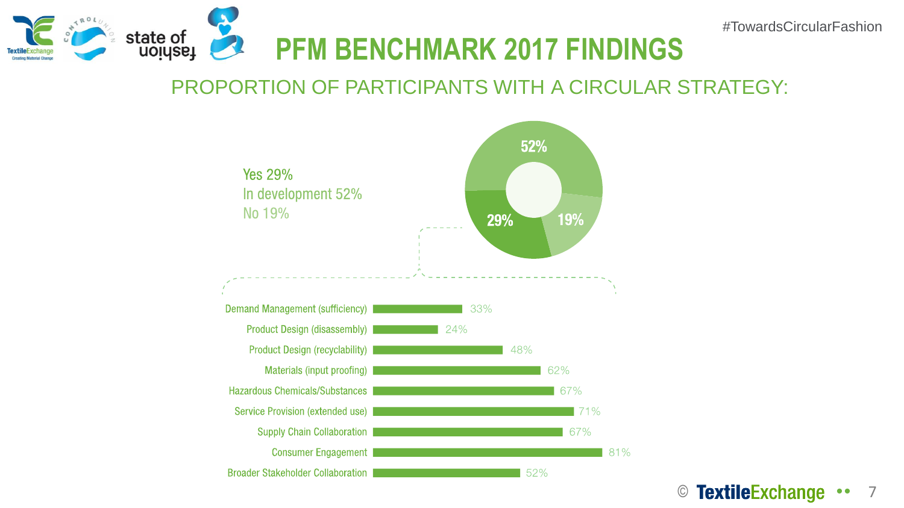#TowardsCircularFashion

# PFM BENCHMARK 2017 FINDINGS

## PROPORTION OF PARTICIPANTS WITH A CIRCULAR STRATEGY:

Yes 29%
In development 52%
No 19%

| Category | Percentage |
|---|---|
| Demand Management (sufficiency) | 33% |
| Product Design (disassembly) | 24% |
| Product Design (recyclability) | 48% |
| Materials (input proofing) | 62% |
| Hazardous Chemicals/Substances | 67% |
| Service Provision (extended use) | 71% |
| Supply Chain Collaboration | 67% |
| Consumer Engagement | 81% |
| Broader Stakeholder Collaboration | 52% |

© TextileExchange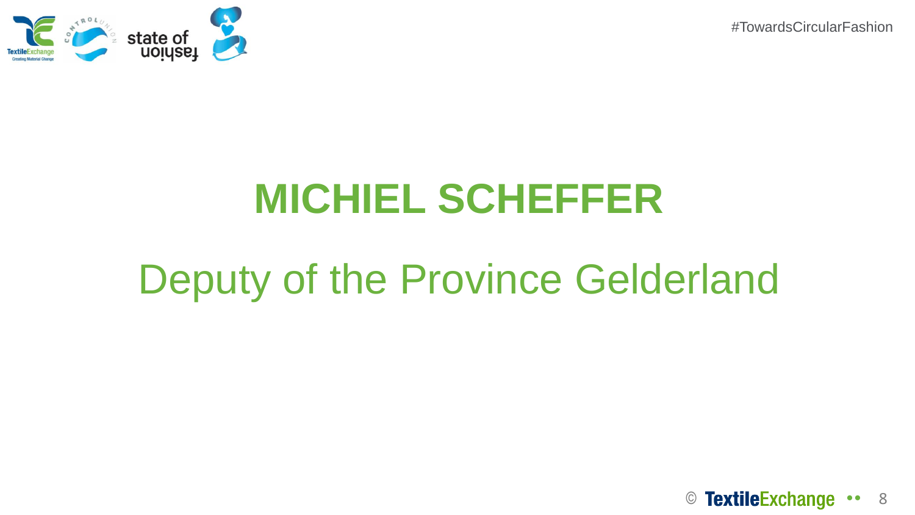# MICHIEL SCHEFFER

## Deputy of the Province Gelderland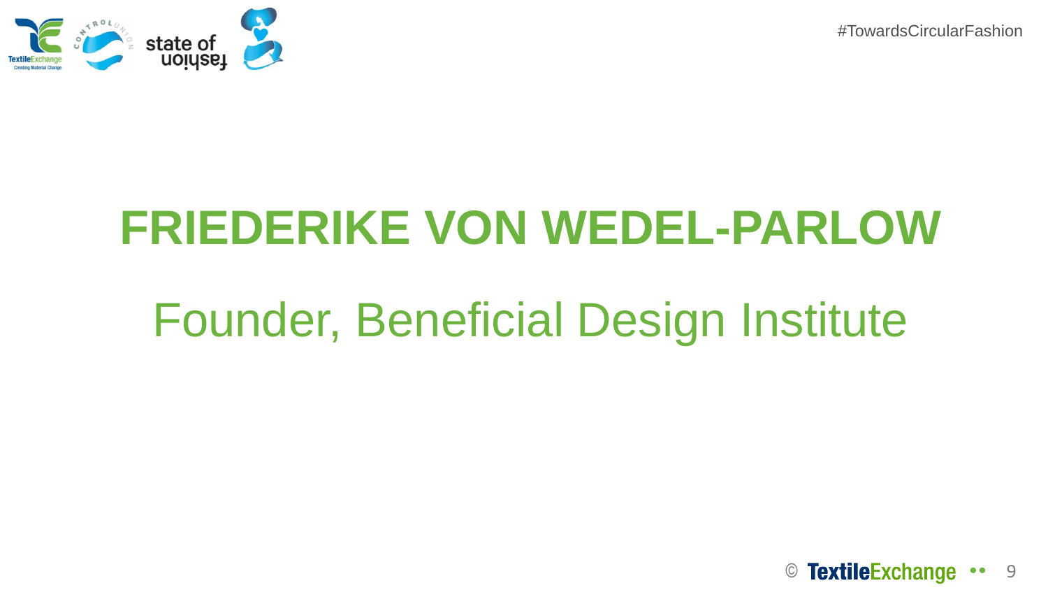# FRIEDERIKE VON WEDEL-PARLOW

Founder, Beneficial Design Institute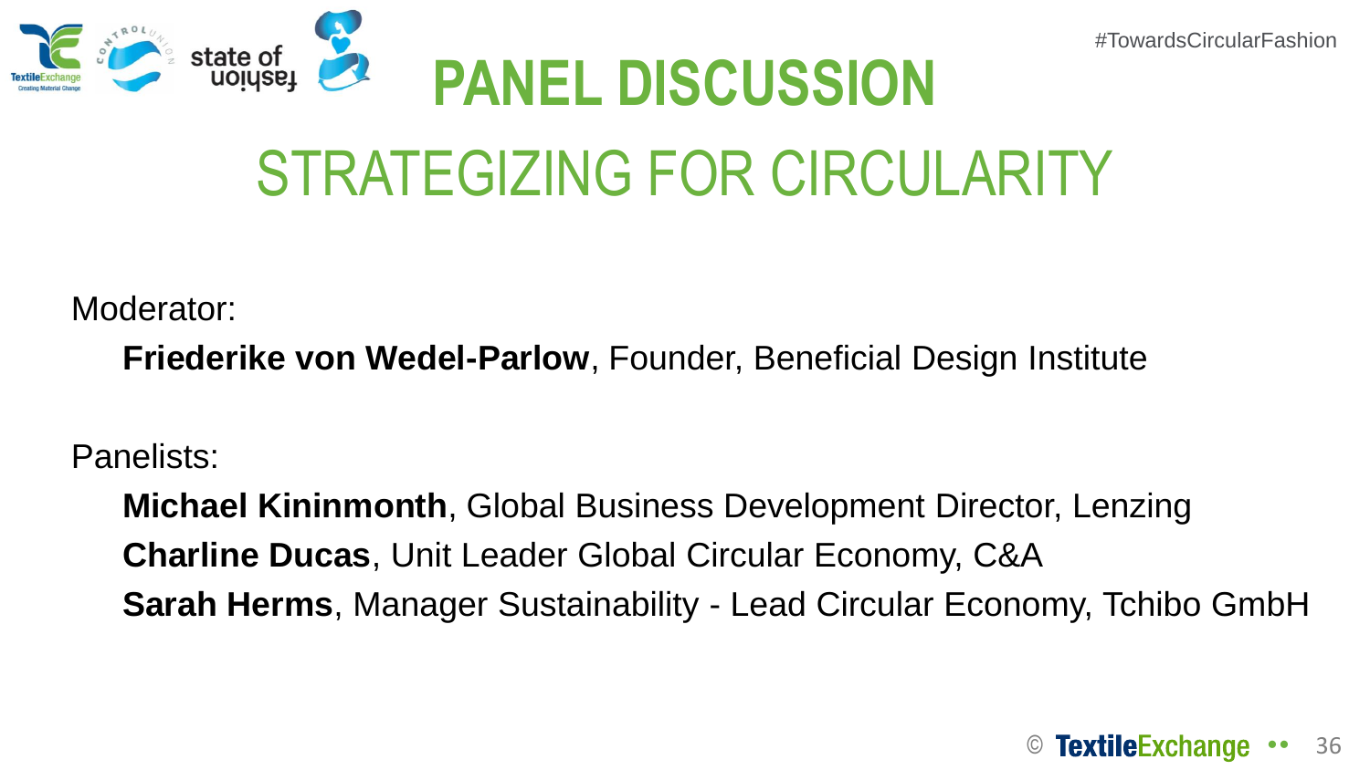#TowardsCircularFashion

# PANEL DISCUSSION

## STRATEGIZING FOR CIRCULARITY

Moderator:

**Friederike von Wedel-Parlow**, Founder, Beneficial Design Institute

Panelists:

**Michael Kininmonth**, Global Business Development Director, Lenzing
**Charline Ducas**, Unit Leader Global Circular Economy, C&A
**Sarah Herms**, Manager Sustainability - Lead Circular Economy, Tchibo GmbH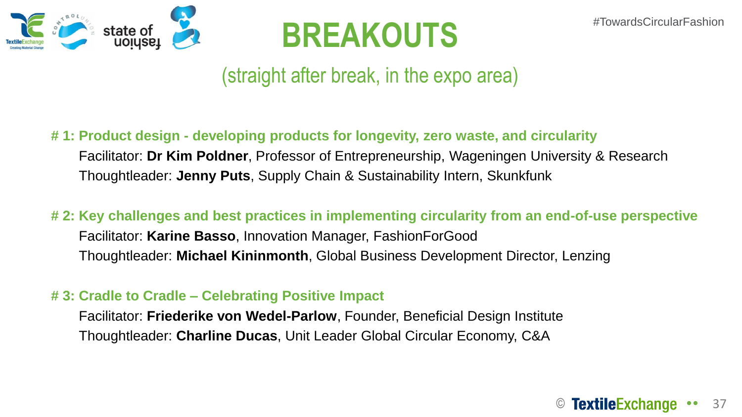#TowardsCircularFashion

# BREAKOUTS

(straight after break, in the expo area)

**# 1: Product design - developing products for longevity, zero waste, and circularity**

Facilitator: **Dr Kim Poldner**, Professor of Entrepreneurship, Wageningen University & Research
Thoughtleader: **Jenny Puts**, Supply Chain & Sustainability Intern, Skunkfunk

**# 2: Key challenges and best practices in implementing circularity from an end-of-use perspective**

Facilitator: **Karine Basso**, Innovation Manager, FashionForGood
Thoughtleader: **Michael Kininmonth**, Global Business Development Director, Lenzing

**# 3: Cradle to Cradle – Celebrating Positive Impact**

Facilitator: **Friederike von Wedel-Parlow**, Founder, Beneficial Design Institute
Thoughtleader: **Charline Ducas**, Unit Leader Global Circular Economy, C&A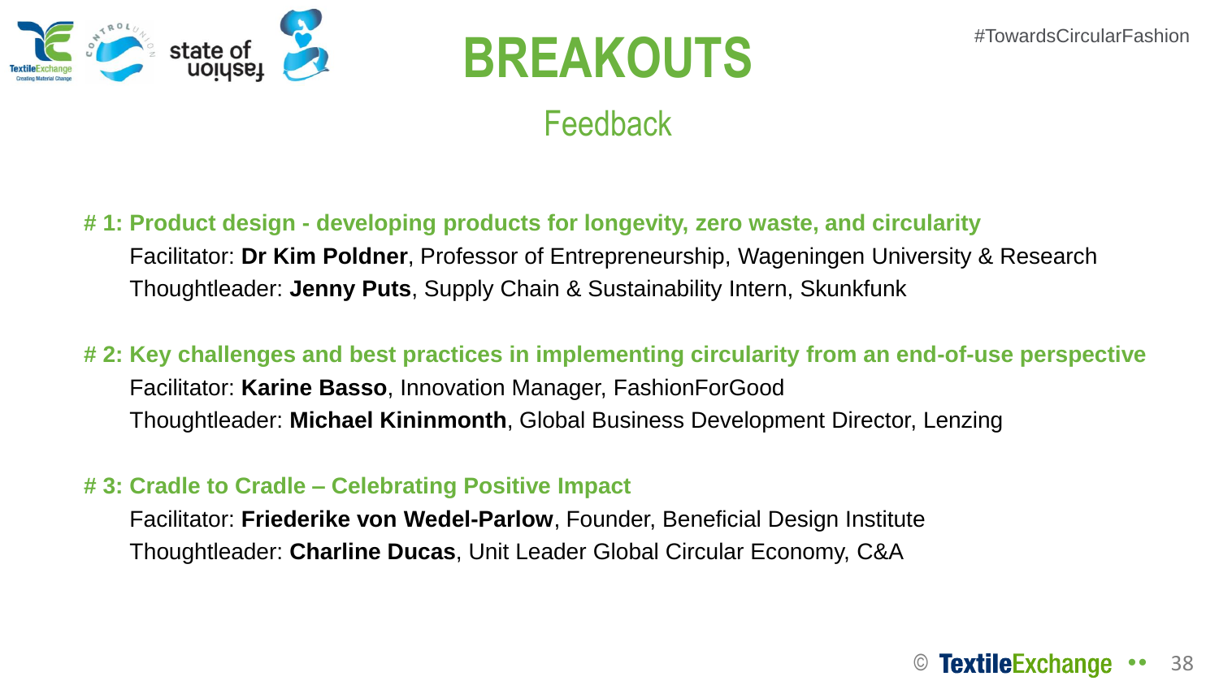# BREAKOUTS

## Feedback

#TowardsCircularFashion

**# 1: Product design - developing products for longevity, zero waste, and circularity**

Facilitator: **Dr Kim Poldner**, Professor of Entrepreneurship, Wageningen University & Research
Thoughtleader: **Jenny Puts**, Supply Chain & Sustainability Intern, Skunkfunk

**# 2: Key challenges and best practices in implementing circularity from an end-of-use perspective**

Facilitator: **Karine Basso**, Innovation Manager, FashionForGood
Thoughtleader: **Michael Kininmonth**, Global Business Development Director, Lenzing

**# 3: Cradle to Cradle – Celebrating Positive Impact**

Facilitator: **Friederike von Wedel-Parlow**, Founder, Beneficial Design Institute
Thoughtleader: **Charline Ducas**, Unit Leader Global Circular Economy, C&A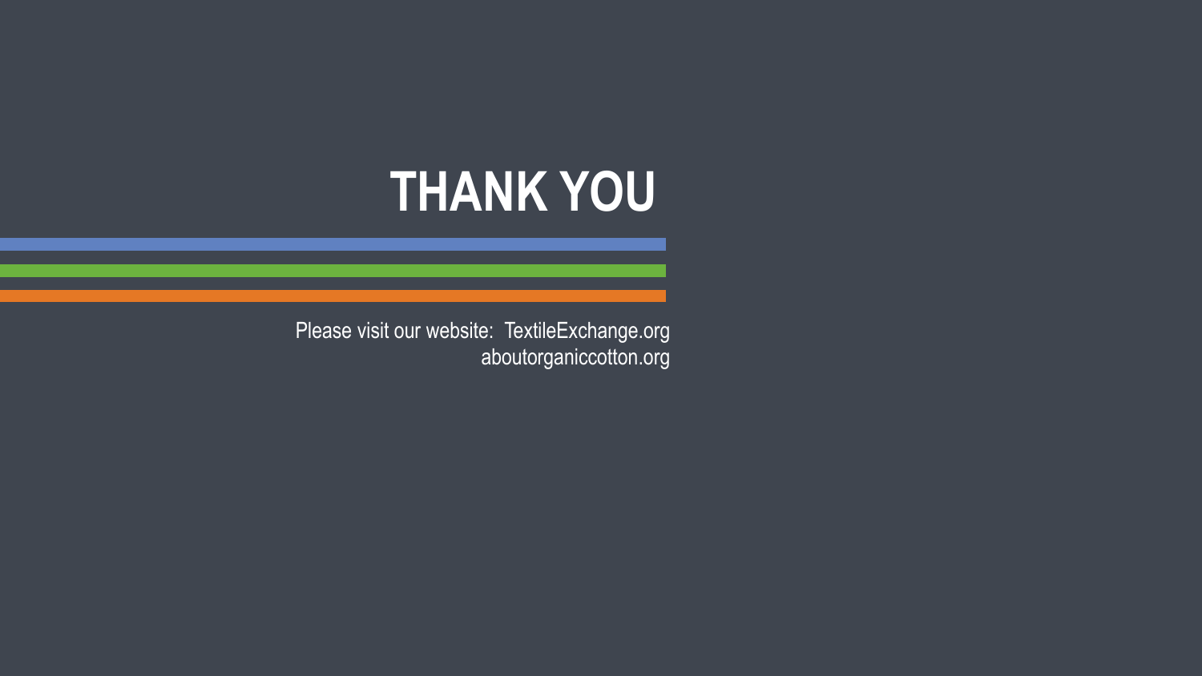# THANK YOU

Please visit our website: TextileExchange.org
aboutorganiccotton.org